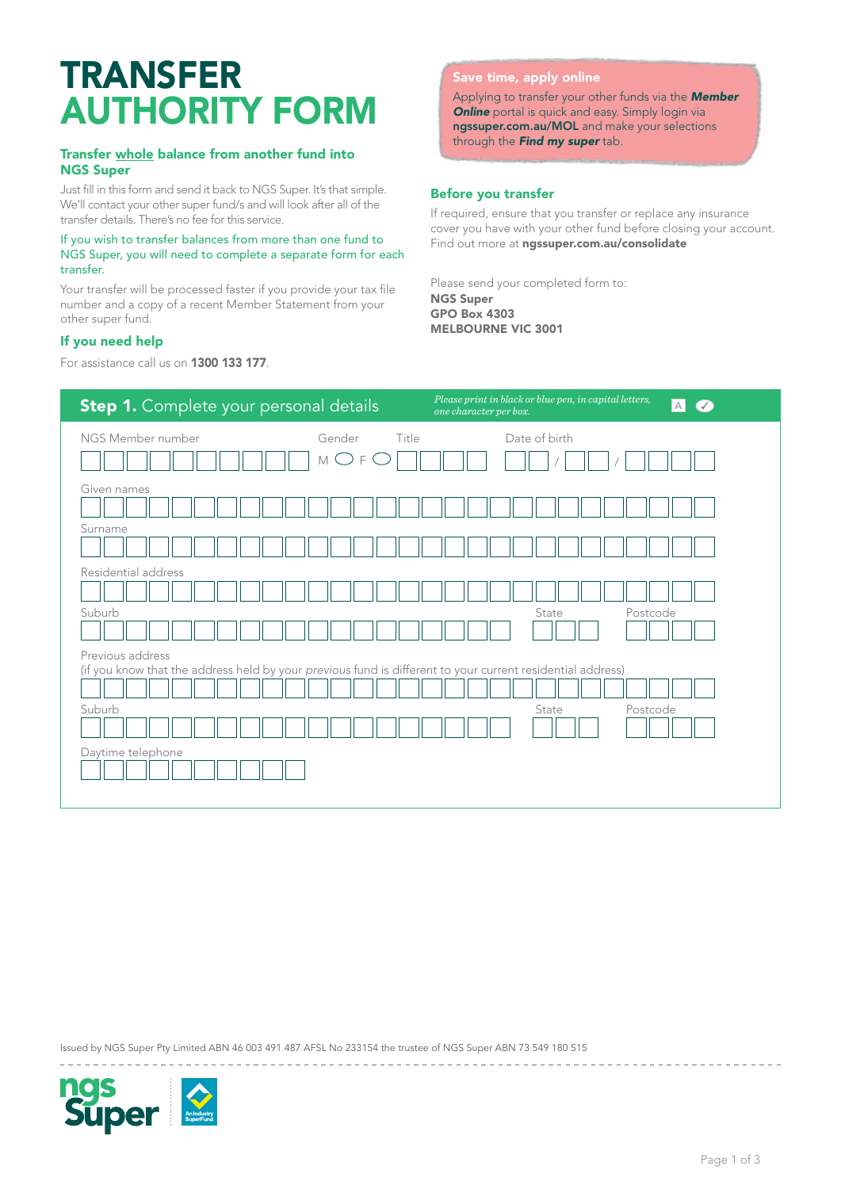# TRANSFER AUTHORITY FORM

### Transfer whole balance from another fund into NGS Super

Just fill in this form and send it back to NGS Super. It's that simple. We'll contact your other super fund/s and will look after all of the transfer details. There's no fee for this service.

If you wish to transfer balances from more than one fund to NGS Super, you will need to complete a separate form for each transfer.

Your transfer will be processed faster if you provide your tax file number and a copy of a recent Member Statement from your other super fund.

### If you need help

For assistance call us on **1300 133 177**.

**Save time, apply online**

Applying to transfer your other funds via the ***Member Online*** portal is quick and easy. Simply login via **ngssuper.com.au/MOL** and make your selections through the ***Find my super*** tab.

### Before you transfer

If required, ensure that you transfer or replace any insurance cover you have with your other fund before closing your account. Find out more at **ngssuper.com.au/consolidate**

Please send your completed form to:
**NGS Super**
**GPO Box 4303**
**MELBOURNE VIC 3001**

## Step 1. Complete your personal details

*Please print in black or blue pen, in capital letters, one character per box.*

NGS Member number

Gender M ◯ F ◯

Title

Date of birth ___ / ___ / ___

Given names

Surname

Residential address

Suburb

State

Postcode

Previous address
(if you know that the address held by your *previous* fund is different to your current residential address)

Suburb

State

Postcode

Daytime telephone

Issued by NGS Super Pty Limited ABN 46 003 491 487 AFSL No 233154 the trustee of NGS Super ABN 73 549 180 515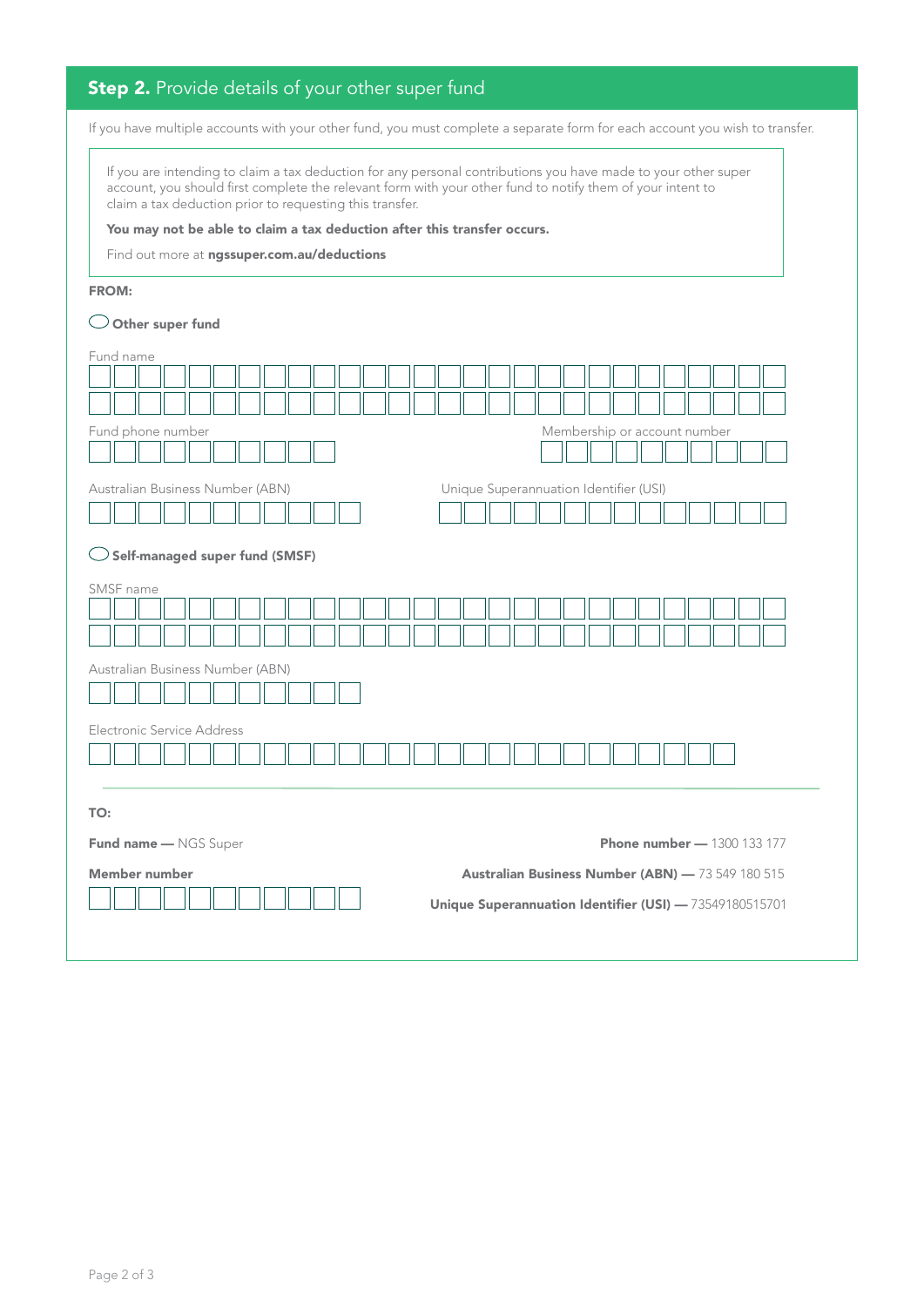## **Step 2.** Provide details of your other super fund

If you have multiple accounts with your other fund, you must complete a separate form for each account you wish to transfer.

> If you are intending to claim a tax deduction for any personal contributions you have made to your other super account, you should first complete the relevant form with your other fund to notify them of your intent to claim a tax deduction prior to requesting this transfer.
>
> **You may not be able to claim a tax deduction after this transfer occurs.**
>
> Find out more at **ngssuper.com.au/deductions**

**FROM:**

◯ **Other super fund**

Fund name

Fund phone number

Membership or account number

Australian Business Number (ABN)

Unique Superannuation Identifier (USI)

◯ **Self-managed super fund (SMSF)**

SMSF name

Australian Business Number (ABN)

Electronic Service Address

**TO:**

**Fund name —** NGS Super

**Phone number —** 1300 133 177

**Member number**

**Australian Business Number (ABN) —** 73 549 180 515

**Unique Superannuation Identifier (USI) —** 73549180515701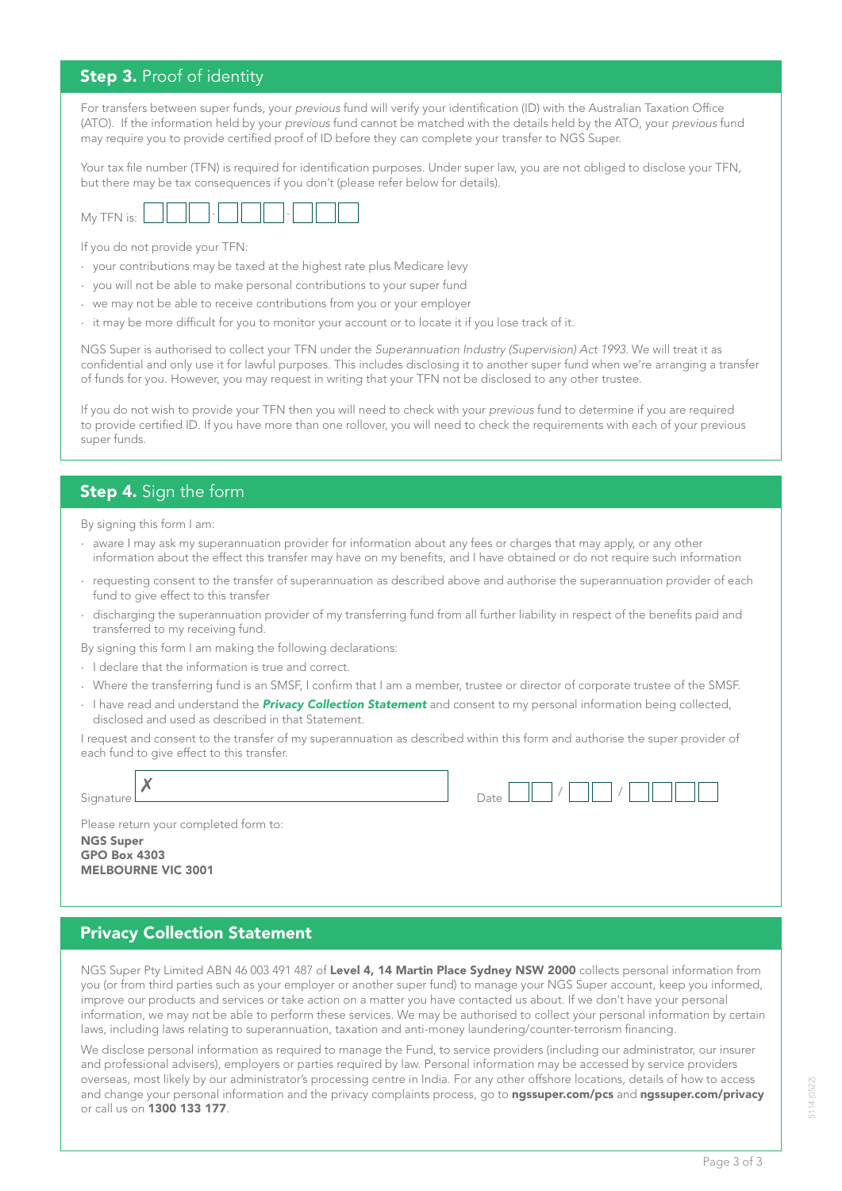## **Step 3.** Proof of identity

For transfers between super funds, your *previous* fund will verify your identification (ID) with the Australian Taxation Office (ATO). If the information held by your *previous* fund cannot be matched with the details held by the ATO, your *previous* fund may require you to provide certified proof of ID before they can complete your transfer to NGS Super.

Your tax file number (TFN) is required for identification purposes. Under super law, you are not obliged to disclose your TFN, but there may be tax consequences if you don't (please refer below for details).

My TFN is: ☐☐☐ - ☐☐☐ - ☐☐☐

If you do not provide your TFN:

- your contributions may be taxed at the highest rate plus Medicare levy
- you will not be able to make personal contributions to your super fund
- we may not be able to receive contributions from you or your employer
- it may be more difficult for you to monitor your account or to locate it if you lose track of it.

NGS Super is authorised to collect your TFN under the *Superannuation Industry (Supervision) Act 1993*. We will treat it as confidential and only use it for lawful purposes. This includes disclosing it to another super fund when we're arranging a transfer of funds for you. However, you may request in writing that your TFN not be disclosed to any other trustee.

If you do not wish to provide your TFN then you will need to check with your *previous* fund to determine if you are required to provide certified ID. If you have more than one rollover, you will need to check the requirements with each of your previous super funds.

## **Step 4.** Sign the form

By signing this form I am:

- aware I may ask my superannuation provider for information about any fees or charges that may apply, or any other information about the effect this transfer may have on my benefits, and I have obtained or do not require such information
- requesting consent to the transfer of superannuation as described above and authorise the superannuation provider of each fund to give effect to this transfer
- discharging the superannuation provider of my transferring fund from all further liability in respect of the benefits paid and transferred to my receiving fund.

By signing this form I am making the following declarations:

- I declare that the information is true and correct.
- Where the transferring fund is an SMSF, I confirm that I am a member, trustee or director of corporate trustee of the SMSF.
- I have read and understand the ***Privacy Collection Statement*** and consent to my personal information being collected, disclosed and used as described in that Statement.

I request and consent to the transfer of my superannuation as described within this form and authorise the super provider of each fund to give effect to this transfer.

Signature ✗ ______________________

Date ☐☐ / ☐☐ / ☐☐☐☐

Please return your completed form to:

**NGS Super**
**GPO Box 4303**
**MELBOURNE VIC 3001**

## Privacy Collection Statement

NGS Super Pty Limited ABN 46 003 491 487 of **Level 4, 14 Martin Place Sydney NSW 2000** collects personal information from you (or from third parties such as your employer or another super fund) to manage your NGS Super account, keep you informed, improve our products and services or take action on a matter you have contacted us about. If we don't have your personal information, we may not be able to perform these services. We may be authorised to collect your personal information by certain laws, including laws relating to superannuation, taxation and anti-money laundering/counter-terrorism financing.

We disclose personal information as required to manage the Fund, to service providers (including our administrator, our insurer and professional advisers), employers or parties required by law. Personal information may be accessed by service providers overseas, most likely by our administrator's processing centre in India. For any other offshore locations, details of how to access and change your personal information and the privacy complaints process, go to **ngssuper.com/pcs** and **ngssuper.com/privacy** or call us on **1300 133 177**.

5114 (0522)